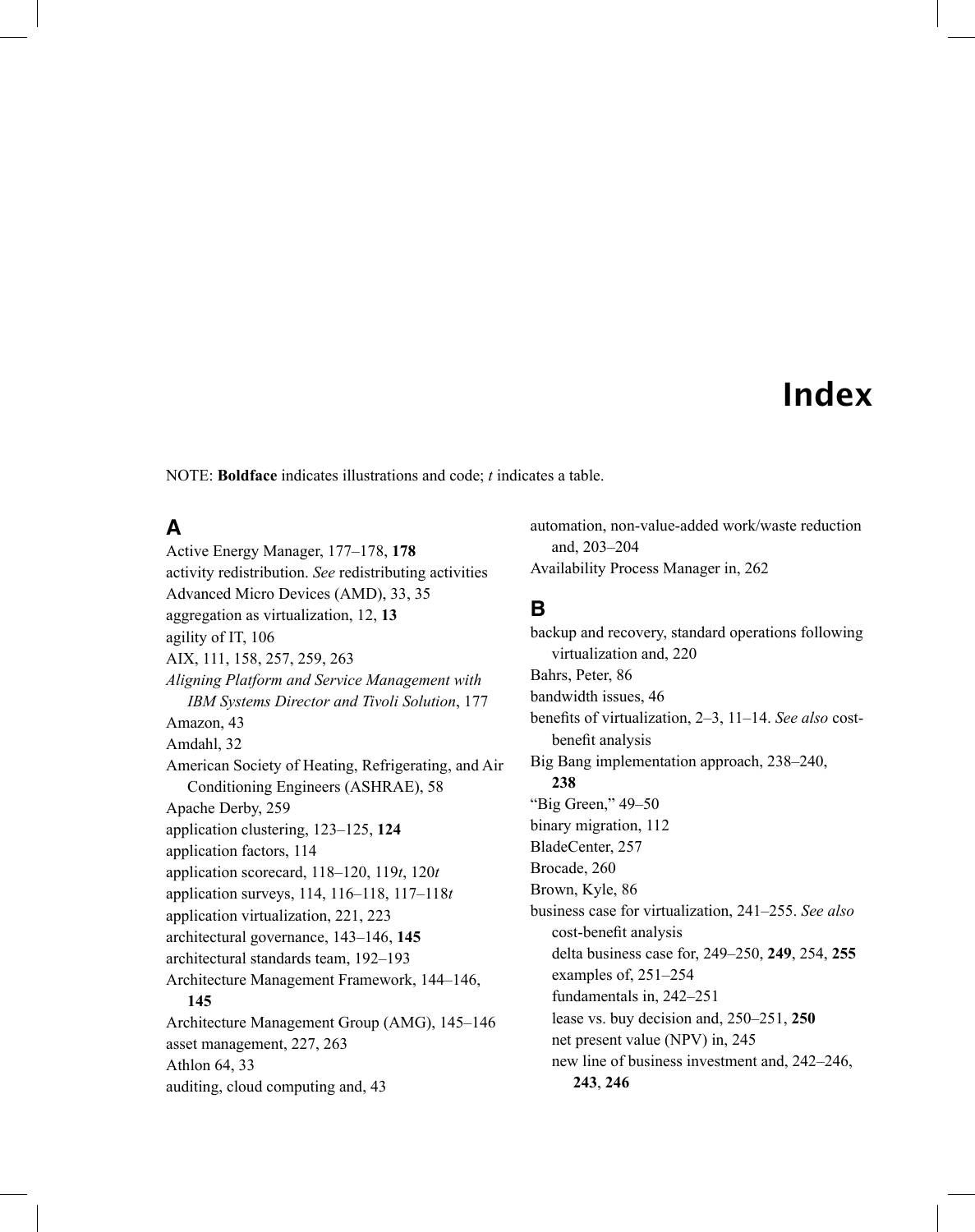# Index

NOTE: **Boldface** indicates illustrations and code; *t* indicates a table.

## A

Active Energy Manager, 177–178, **178**
activity redistribution. *See* redistributing activities
Advanced Micro Devices (AMD), 33, 35
aggregation as virtualization, 12, **13**
agility of IT, 106
AIX, 111, 158, 257, 259, 263
*Aligning Platform and Service Management with IBM Systems Director and Tivoli Solution*, 177
Amazon, 43
Amdahl, 32
American Society of Heating, Refrigerating, and Air Conditioning Engineers (ASHRAE), 58
Apache Derby, 259
application clustering, 123–125, **124**
application factors, 114
application scorecard, 118–120, 119*t*, 120*t*
application surveys, 114, 116–118, 117–118*t*
application virtualization, 221, 223
architectural governance, 143–146, **145**
architectural standards team, 192–193
Architecture Management Framework, 144–146, **145**
Architecture Management Group (AMG), 145–146
asset management, 227, 263
Athlon 64, 33
auditing, cloud computing and, 43
automation, non-value-added work/waste reduction and, 203–204
Availability Process Manager in, 262

## B

backup and recovery, standard operations following virtualization and, 220
Bahrs, Peter, 86
bandwidth issues, 46
benefits of virtualization, 2–3, 11–14. *See also* cost-benefit analysis
Big Bang implementation approach, 238–240, **238**
"Big Green," 49–50
binary migration, 112
BladeCenter, 257
Brocade, 260
Brown, Kyle, 86
business case for virtualization, 241–255. *See also* cost-benefit analysis
  delta business case for, 249–250, **249**, 254, **255**
  examples of, 251–254
  fundamentals in, 242–251
  lease vs. buy decision and, 250–251, **250**
  net present value (NPV) in, 245
  new line of business investment and, 242–246, **243**, **246**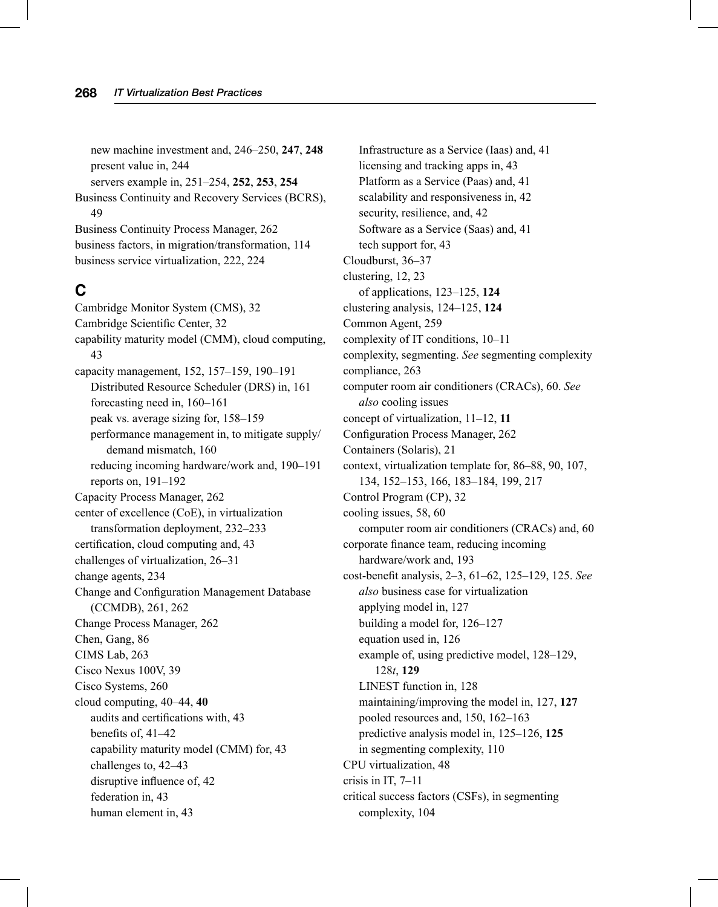new machine investment and, 246–250, **247**, **248**
present value in, 244
servers example in, 251–254, **252**, **253**, **254**

Business Continuity and Recovery Services (BCRS), 49

Business Continuity Process Manager, 262

business factors, in migration/transformation, 114

business service virtualization, 222, 224

## C

Cambridge Monitor System (CMS), 32

Cambridge Scientific Center, 32

capability maturity model (CMM), cloud computing, 43

capacity management, 152, 157–159, 190–191
- Distributed Resource Scheduler (DRS) in, 161
- forecasting need in, 160–161
- peak vs. average sizing for, 158–159
- performance management in, to mitigate supply/demand mismatch, 160
- reducing incoming hardware/work and, 190–191
- reports on, 191–192

Capacity Process Manager, 262

center of excellence (CoE), in virtualization transformation deployment, 232–233

certification, cloud computing and, 43

challenges of virtualization, 26–31

change agents, 234

Change and Configuration Management Database (CCMDB), 261, 262

Change Process Manager, 262

Chen, Gang, 86

CIMS Lab, 263

Cisco Nexus 100V, 39

Cisco Systems, 260

cloud computing, 40–44, **40**
- audits and certifications with, 43
- benefits of, 41–42
- capability maturity model (CMM) for, 43
- challenges to, 42–43
- disruptive influence of, 42
- federation in, 43
- human element in, 43
- Infrastructure as a Service (Iaas) and, 41
- licensing and tracking apps in, 43
- Platform as a Service (Paas) and, 41
- scalability and responsiveness in, 42
- security, resilience, and, 42
- Software as a Service (Saas) and, 41
- tech support for, 43

Cloudburst, 36–37

clustering, 12, 23
- of applications, 123–125, **124**

clustering analysis, 124–125, **124**

Common Agent, 259

complexity of IT conditions, 10–11

complexity, segmenting. *See* segmenting complexity

compliance, 263

computer room air conditioners (CRACs), 60. *See also* cooling issues

concept of virtualization, 11–12, **11**

Configuration Process Manager, 262

Containers (Solaris), 21

context, virtualization template for, 86–88, 90, 107, 134, 152–153, 166, 183–184, 199, 217

Control Program (CP), 32

cooling issues, 58, 60
- computer room air conditioners (CRACs) and, 60

corporate finance team, reducing incoming hardware/work and, 193

cost-benefit analysis, 2–3, 61–62, 125–129, 125. *See also* business case for virtualization
- applying model in, 127
- building a model for, 126–127
- equation used in, 126
- example of, using predictive model, 128–129, 128*t*, **129**
- LINEST function in, 128
- maintaining/improving the model in, 127, **127**
- pooled resources and, 150, 162–163
- predictive analysis model in, 125–126, **125**
- in segmenting complexity, 110

CPU virtualization, 48

crisis in IT, 7–11

critical success factors (CSFs), in segmenting complexity, 104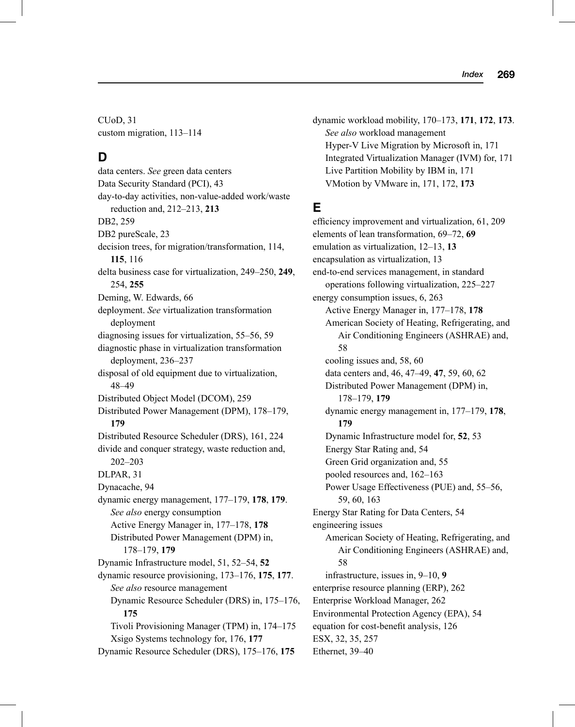CUoD, 31
custom migration, 113–114

## D

data centers. *See* green data centers
Data Security Standard (PCI), 43
day-to-day activities, non-value-added work/waste reduction and, 212–213, **213**
DB2, 259
DB2 pureScale, 23
decision trees, for migration/transformation, 114, **115**, 116
delta business case for virtualization, 249–250, **249**, 254, **255**
Deming, W. Edwards, 66
deployment. *See* virtualization transformation deployment
diagnosing issues for virtualization, 55–56, 59
diagnostic phase in virtualization transformation deployment, 236–237
disposal of old equipment due to virtualization, 48–49
Distributed Object Model (DCOM), 259
Distributed Power Management (DPM), 178–179, **179**
Distributed Resource Scheduler (DRS), 161, 224
divide and conquer strategy, waste reduction and, 202–203
DLPAR, 31
Dynacache, 94
dynamic energy management, 177–179, **178**, **179**. *See also* energy consumption
  Active Energy Manager in, 177–178, **178**
  Distributed Power Management (DPM) in, 178–179, **179**
Dynamic Infrastructure model, 51, 52–54, **52**
dynamic resource provisioning, 173–176, **175**, **177**. *See also* resource management
  Dynamic Resource Scheduler (DRS) in, 175–176, **175**
  Tivoli Provisioning Manager (TPM) in, 174–175
  Xsigo Systems technology for, 176, **177**
Dynamic Resource Scheduler (DRS), 175–176, **175**
dynamic workload mobility, 170–173, **171**, **172**, **173**. *See also* workload management
  Hyper-V Live Migration by Microsoft in, 171
  Integrated Virtualization Manager (IVM) for, 171
  Live Partition Mobility by IBM in, 171
  VMotion by VMware in, 171, 172, **173**

## E

efficiency improvement and virtualization, 61, 209
elements of lean transformation, 69–72, **69**
emulation as virtualization, 12–13, **13**
encapsulation as virtualization, 13
end-to-end services management, in standard operations following virtualization, 225–227
energy consumption issues, 6, 263
  Active Energy Manager in, 177–178, **178**
  American Society of Heating, Refrigerating, and Air Conditioning Engineers (ASHRAE) and, 58
  cooling issues and, 58, 60
  data centers and, 46, 47–49, **47**, 59, 60, 62
  Distributed Power Management (DPM) in, 178–179, **179**
  dynamic energy management in, 177–179, **178**, **179**
  Dynamic Infrastructure model for, **52**, 53
  Energy Star Rating and, 54
  Green Grid organization and, 55
  pooled resources and, 162–163
  Power Usage Effectiveness (PUE) and, 55–56, 59, 60, 163
Energy Star Rating for Data Centers, 54
engineering issues
  American Society of Heating, Refrigerating, and Air Conditioning Engineers (ASHRAE) and, 58
  infrastructure, issues in, 9–10, **9**
enterprise resource planning (ERP), 262
Enterprise Workload Manager, 262
Environmental Protection Agency (EPA), 54
equation for cost-benefit analysis, 126
ESX, 32, 35, 257
Ethernet, 39–40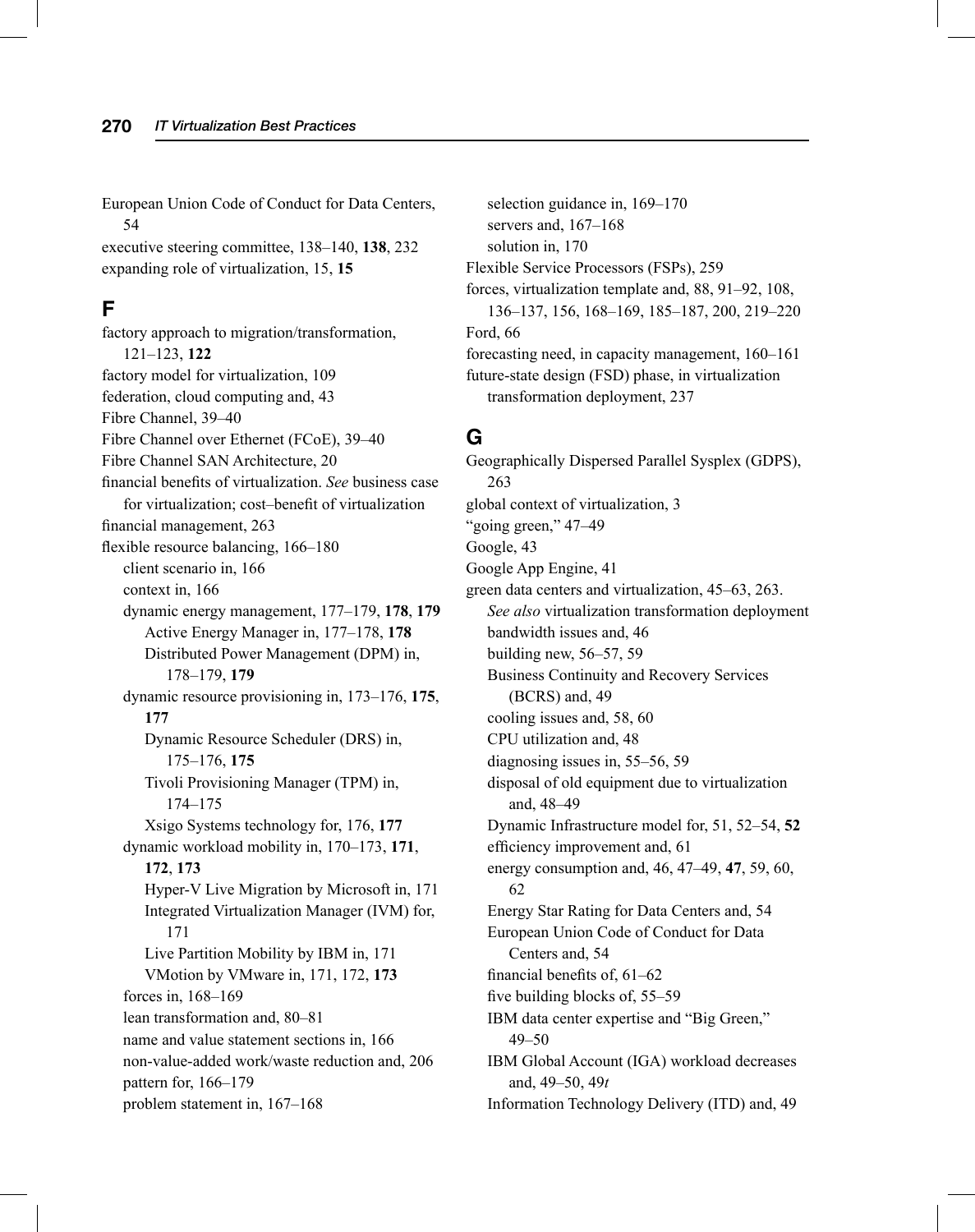European Union Code of Conduct for Data Centers, 54

executive steering committee, 138–140, **138**, 232

expanding role of virtualization, 15, **15**

## F

factory approach to migration/transformation, 121–123, **122**

factory model for virtualization, 109

federation, cloud computing and, 43

Fibre Channel, 39–40

Fibre Channel over Ethernet (FCoE), 39–40

Fibre Channel SAN Architecture, 20

financial benefits of virtualization. *See* business case for virtualization; cost–benefit of virtualization

financial management, 263

flexible resource balancing, 166–180

- client scenario in, 166
- context in, 166
- dynamic energy management, 177–179, **178**, **179**
  - Active Energy Manager in, 177–178, **178**
  - Distributed Power Management (DPM) in, 178–179, **179**
- dynamic resource provisioning in, 173–176, **175**, **177**
  - Dynamic Resource Scheduler (DRS) in, 175–176, **175**
  - Tivoli Provisioning Manager (TPM) in, 174–175
  - Xsigo Systems technology for, 176, **177**
- dynamic workload mobility in, 170–173, **171**, **172**, **173**
  - Hyper-V Live Migration by Microsoft in, 171
  - Integrated Virtualization Manager (IVM) for, 171
  - Live Partition Mobility by IBM in, 171
  - VMotion by VMware in, 171, 172, **173**
- forces in, 168–169
- lean transformation and, 80–81
- name and value statement sections in, 166
- non-value-added work/waste reduction and, 206
- pattern for, 166–179
- problem statement in, 167–168
- selection guidance in, 169–170
- servers and, 167–168
- solution in, 170

Flexible Service Processors (FSPs), 259

forces, virtualization template and, 88, 91–92, 108, 136–137, 156, 168–169, 185–187, 200, 219–220

Ford, 66

forecasting need, in capacity management, 160–161

future-state design (FSD) phase, in virtualization transformation deployment, 237

## G

Geographically Dispersed Parallel Sysplex (GDPS), 263

global context of virtualization, 3

"going green," 47–49

Google, 43

Google App Engine, 41

green data centers and virtualization, 45–63, 263. *See also* virtualization transformation deployment

- bandwidth issues and, 46
- building new, 56–57, 59
- Business Continuity and Recovery Services (BCRS) and, 49
- cooling issues and, 58, 60
- CPU utilization and, 48
- diagnosing issues in, 55–56, 59
- disposal of old equipment due to virtualization and, 48–49
- Dynamic Infrastructure model for, 51, 52–54, **52**
- efficiency improvement and, 61
- energy consumption and, 46, 47–49, **47**, 59, 60, 62
- Energy Star Rating for Data Centers and, 54
- European Union Code of Conduct for Data Centers and, 54
- financial benefits of, 61–62
- five building blocks of, 55–59
- IBM data center expertise and "Big Green," 49–50
- IBM Global Account (IGA) workload decreases and, 49–50, 49*t*
- Information Technology Delivery (ITD) and, 49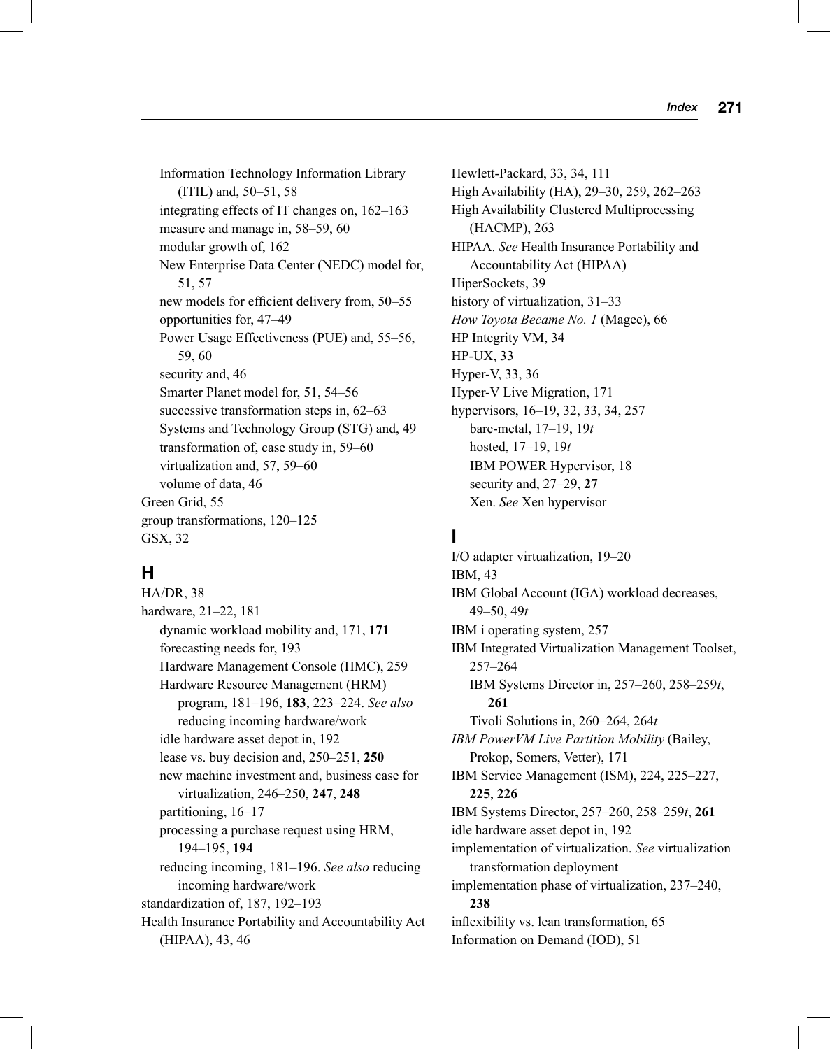Information Technology Information Library (ITIL) and, 50–51, 58
    integrating effects of IT changes on, 162–163
    measure and manage in, 58–59, 60
    modular growth of, 162
    New Enterprise Data Center (NEDC) model for, 51, 57
    new models for efficient delivery from, 50–55
    opportunities for, 47–49
    Power Usage Effectiveness (PUE) and, 55–56, 59, 60
    security and, 46
    Smarter Planet model for, 51, 54–56
    successive transformation steps in, 62–63
    Systems and Technology Group (STG) and, 49
    transformation of, case study in, 59–60
    virtualization and, 57, 59–60
    volume of data, 46

Green Grid, 55

group transformations, 120–125

GSX, 32

## H

HA/DR, 38

hardware, 21–22, 181
    dynamic workload mobility and, 171, **171**
    forecasting needs for, 193
    Hardware Management Console (HMC), 259
    Hardware Resource Management (HRM) program, 181–196, **183**, 223–224. *See also* reducing incoming hardware/work
    idle hardware asset depot in, 192
    lease vs. buy decision and, 250–251, **250**
    new machine investment and, business case for virtualization, 246–250, **247**, **248**
    partitioning, 16–17
    processing a purchase request using HRM, 194–195, **194**
    reducing incoming, 181–196. *See also* reducing incoming hardware/work

standardization of, 187, 192–193

Health Insurance Portability and Accountability Act (HIPAA), 43, 46

Hewlett-Packard, 33, 34, 111

High Availability (HA), 29–30, 259, 262–263

High Availability Clustered Multiprocessing (HACMP), 263

HIPAA. *See* Health Insurance Portability and Accountability Act (HIPAA)

HiperSockets, 39

history of virtualization, 31–33

*How Toyota Became No. 1* (Magee), 66

HP Integrity VM, 34

HP-UX, 33

Hyper-V, 33, 36

Hyper-V Live Migration, 171

hypervisors, 16–19, 32, 33, 34, 257
    bare-metal, 17–19, 19*t*
    hosted, 17–19, 19*t*
    IBM POWER Hypervisor, 18
    security and, 27–29, **27**
    Xen. *See* Xen hypervisor

## I

I/O adapter virtualization, 19–20

IBM, 43

IBM Global Account (IGA) workload decreases, 49–50, 49*t*

IBM i operating system, 257

IBM Integrated Virtualization Management Toolset, 257–264
    IBM Systems Director in, 257–260, 258–259*t*, **261**
    Tivoli Solutions in, 260–264, 264*t*

*IBM PowerVM Live Partition Mobility* (Bailey, Prokop, Somers, Vetter), 171

IBM Service Management (ISM), 224, 225–227, **225**, **226**

IBM Systems Director, 257–260, 258–259*t*, **261**

idle hardware asset depot in, 192

implementation of virtualization. *See* virtualization transformation deployment

implementation phase of virtualization, 237–240, **238**

inflexibility vs. lean transformation, 65

Information on Demand (IOD), 51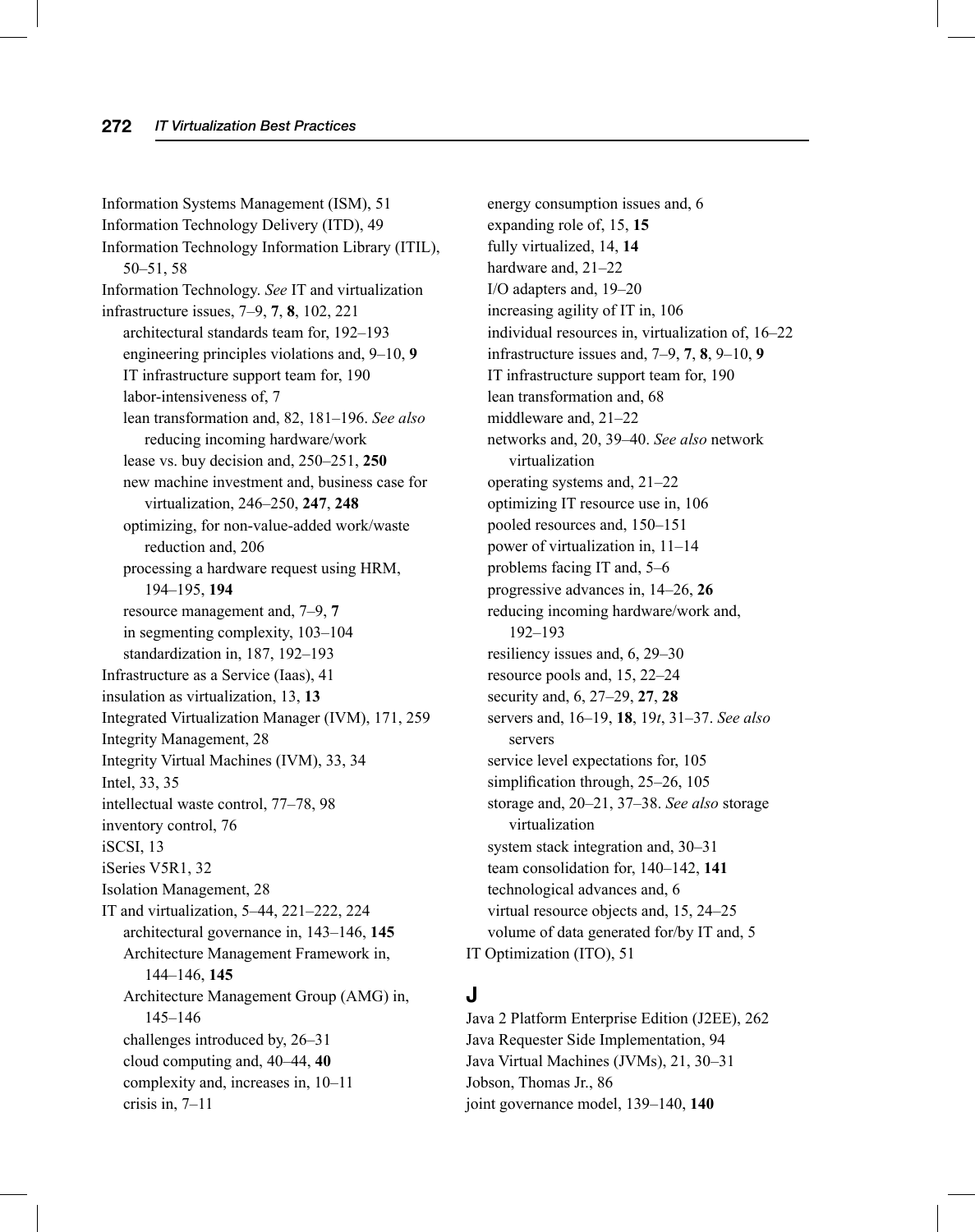Information Systems Management (ISM), 51
Information Technology Delivery (ITD), 49
Information Technology Information Library (ITIL), 50–51, 58
Information Technology. *See* IT and virtualization
infrastructure issues, 7–9, **7**, **8**, 102, 221
- architectural standards team for, 192–193
- engineering principles violations and, 9–10, **9**
- IT infrastructure support team for, 190
- labor-intensiveness of, 7
- lean transformation and, 82, 181–196. *See also* reducing incoming hardware/work
- lease vs. buy decision and, 250–251, **250**
- new machine investment and, business case for virtualization, 246–250, **247**, **248**
- optimizing, for non-value-added work/waste reduction and, 206
- processing a hardware request using HRM, 194–195, **194**
- resource management and, 7–9, **7**
- in segmenting complexity, 103–104
- standardization in, 187, 192–193

Infrastructure as a Service (Iaas), 41
insulation as virtualization, 13, **13**
Integrated Virtualization Manager (IVM), 171, 259
Integrity Management, 28
Integrity Virtual Machines (IVM), 33, 34
Intel, 33, 35
intellectual waste control, 77–78, 98
inventory control, 76
iSCSI, 13
iSeries V5R1, 32
Isolation Management, 28
IT and virtualization, 5–44, 221–222, 224
- architectural governance in, 143–146, **145**
- Architecture Management Framework in, 144–146, **145**
- Architecture Management Group (AMG) in, 145–146
- challenges introduced by, 26–31
- cloud computing and, 40–44, **40**
- complexity and, increases in, 10–11
- crisis in, 7–11
- energy consumption issues and, 6
- expanding role of, 15, **15**
- fully virtualized, 14, **14**
- hardware and, 21–22
- I/O adapters and, 19–20
- increasing agility of IT in, 106
- individual resources in, virtualization of, 16–22
- infrastructure issues and, 7–9, **7**, **8**, 9–10, **9**
- IT infrastructure support team for, 190
- lean transformation and, 68
- middleware and, 21–22
- networks and, 20, 39–40. *See also* network virtualization
- operating systems and, 21–22
- optimizing IT resource use in, 106
- pooled resources and, 150–151
- power of virtualization in, 11–14
- problems facing IT and, 5–6
- progressive advances in, 14–26, **26**
- reducing incoming hardware/work and, 192–193
- resiliency issues and, 6, 29–30
- resource pools and, 15, 22–24
- security and, 6, 27–29, **27**, **28**
- servers and, 16–19, **18**, 19*t*, 31–37. *See also* servers
- service level expectations for, 105
- simplification through, 25–26, 105
- storage and, 20–21, 37–38. *See also* storage virtualization
- system stack integration and, 30–31
- team consolidation for, 140–142, **141**
- technological advances and, 6
- virtual resource objects and, 15, 24–25
- volume of data generated for/by IT and, 5

IT Optimization (ITO), 51

## J

Java 2 Platform Enterprise Edition (J2EE), 262
Java Requester Side Implementation, 94
Java Virtual Machines (JVMs), 21, 30–31
Jobson, Thomas Jr., 86
joint governance model, 139–140, **140**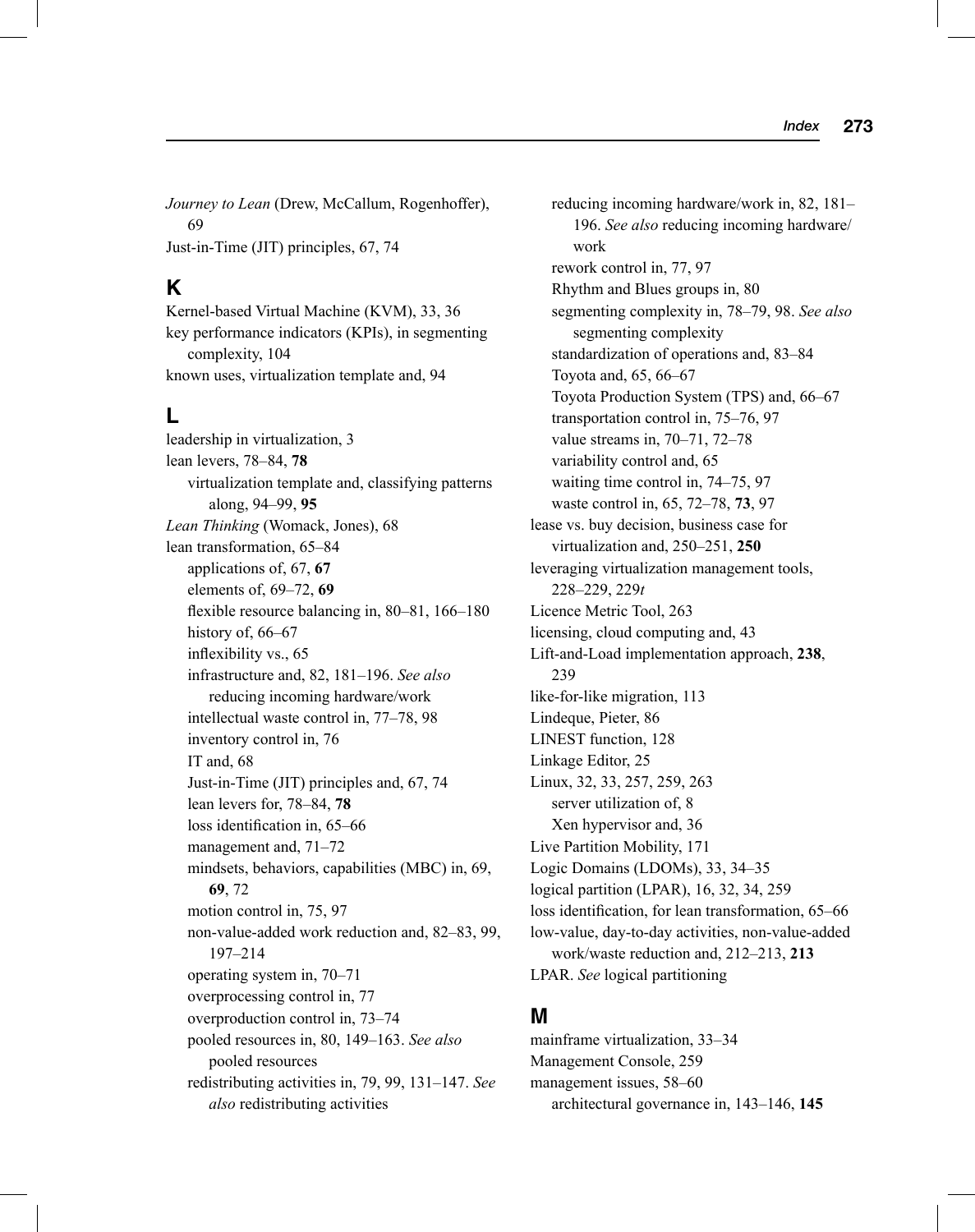*Journey to Lean* (Drew, McCallum, Rogenhoffer), 69
Just-in-Time (JIT) principles, 67, 74

## K

Kernel-based Virtual Machine (KVM), 33, 36
key performance indicators (KPIs), in segmenting complexity, 104
known uses, virtualization template and, 94

## L

leadership in virtualization, 3
lean levers, 78–84, **78**
  virtualization template and, classifying patterns along, 94–99, **95**
*Lean Thinking* (Womack, Jones), 68
lean transformation, 65–84
  applications of, 67, **67**
  elements of, 69–72, **69**
  flexible resource balancing in, 80–81, 166–180
  history of, 66–67
  inflexibility vs., 65
  infrastructure and, 82, 181–196. *See also* reducing incoming hardware/work
  intellectual waste control in, 77–78, 98
  inventory control in, 76
  IT and, 68
  Just-in-Time (JIT) principles and, 67, 74
  lean levers for, 78–84, **78**
  loss identification in, 65–66
  management and, 71–72
  mindsets, behaviors, capabilities (MBC) in, 69, **69**, 72
  motion control in, 75, 97
  non-value-added work reduction and, 82–83, 99, 197–214
  operating system in, 70–71
  overprocessing control in, 77
  overproduction control in, 73–74
  pooled resources in, 80, 149–163. *See also* pooled resources
  redistributing activities in, 79, 99, 131–147. *See also* redistributing activities
  reducing incoming hardware/work in, 82, 181–196. *See also* reducing incoming hardware/work
  rework control in, 77, 97
  Rhythm and Blues groups in, 80
  segmenting complexity in, 78–79, 98. *See also* segmenting complexity
  standardization of operations and, 83–84
  Toyota and, 65, 66–67
  Toyota Production System (TPS) and, 66–67
  transportation control in, 75–76, 97
  value streams in, 70–71, 72–78
  variability control and, 65
  waiting time control in, 74–75, 97
  waste control in, 65, 72–78, **73**, 97
lease vs. buy decision, business case for virtualization and, 250–251, **250**
leveraging virtualization management tools, 228–229, 229*t*
Licence Metric Tool, 263
licensing, cloud computing and, 43
Lift-and-Load implementation approach, **238**, 239
like-for-like migration, 113
Lindeque, Pieter, 86
LINEST function, 128
Linkage Editor, 25
Linux, 32, 33, 257, 259, 263
  server utilization of, 8
  Xen hypervisor and, 36
Live Partition Mobility, 171
Logic Domains (LDOMs), 33, 34–35
logical partition (LPAR), 16, 32, 34, 259
loss identification, for lean transformation, 65–66
low-value, day-to-day activities, non-value-added work/waste reduction and, 212–213, **213**
LPAR. *See* logical partitioning

## M

mainframe virtualization, 33–34
Management Console, 259
management issues, 58–60
  architectural governance in, 143–146, **145**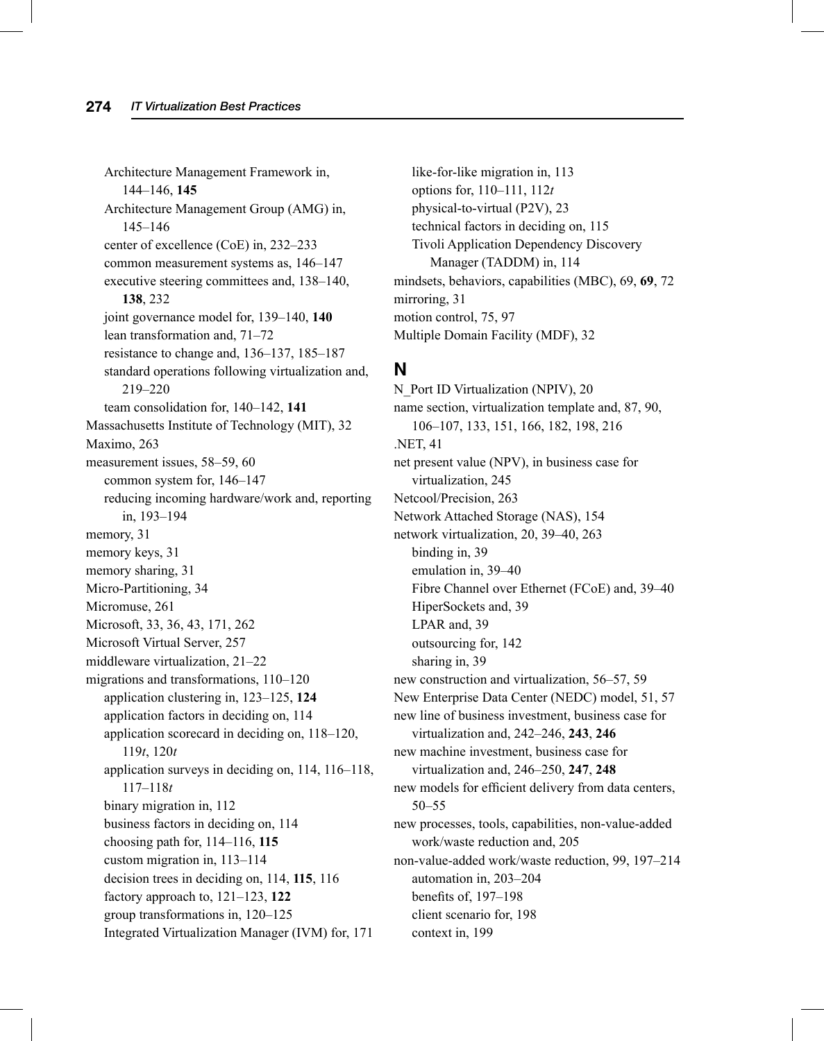Architecture Management Framework in, 144–146, **145**
Architecture Management Group (AMG) in, 145–146
center of excellence (CoE) in, 232–233
common measurement systems as, 146–147
executive steering committees and, 138–140, **138**, 232
joint governance model for, 139–140, **140**
lean transformation and, 71–72
resistance to change and, 136–137, 185–187
standard operations following virtualization and, 219–220
team consolidation for, 140–142, **141**

Massachusetts Institute of Technology (MIT), 32
Maximo, 263
measurement issues, 58–59, 60
common system for, 146–147
reducing incoming hardware/work and, reporting in, 193–194
memory, 31
memory keys, 31
memory sharing, 31
Micro-Partitioning, 34
Micromuse, 261
Microsoft, 33, 36, 43, 171, 262
Microsoft Virtual Server, 257
middleware virtualization, 21–22
migrations and transformations, 110–120
application clustering in, 123–125, **124**
application factors in deciding on, 114
application scorecard in deciding on, 118–120, 119*t*, 120*t*
application surveys in deciding on, 114, 116–118, 117–118*t*
binary migration in, 112
business factors in deciding on, 114
choosing path for, 114–116, **115**
custom migration in, 113–114
decision trees in deciding on, 114, **115**, 116
factory approach to, 121–123, **122**
group transformations in, 120–125
Integrated Virtualization Manager (IVM) for, 171
like-for-like migration in, 113
options for, 110–111, 112*t*
physical-to-virtual (P2V), 23
technical factors in deciding on, 115
Tivoli Application Dependency Discovery Manager (TADDM) in, 114

mindsets, behaviors, capabilities (MBC), 69, **69**, 72
mirroring, 31
motion control, 75, 97
Multiple Domain Facility (MDF), 32

## N

N_Port ID Virtualization (NPIV), 20
name section, virtualization template and, 87, 90, 106–107, 133, 151, 166, 182, 198, 216
.NET, 41
net present value (NPV), in business case for virtualization, 245
Netcool/Precision, 263
Network Attached Storage (NAS), 154
network virtualization, 20, 39–40, 263
binding in, 39
emulation in, 39–40
Fibre Channel over Ethernet (FCoE) and, 39–40
HiperSockets and, 39
LPAR and, 39
outsourcing for, 142
sharing in, 39

new construction and virtualization, 56–57, 59
New Enterprise Data Center (NEDC) model, 51, 57
new line of business investment, business case for virtualization and, 242–246, **243**, **246**
new machine investment, business case for virtualization and, 246–250, **247**, **248**
new models for efficient delivery from data centers, 50–55
new processes, tools, capabilities, non-value-added work/waste reduction and, 205
non-value-added work/waste reduction, 99, 197–214
automation in, 203–204
benefits of, 197–198
client scenario for, 198
context in, 199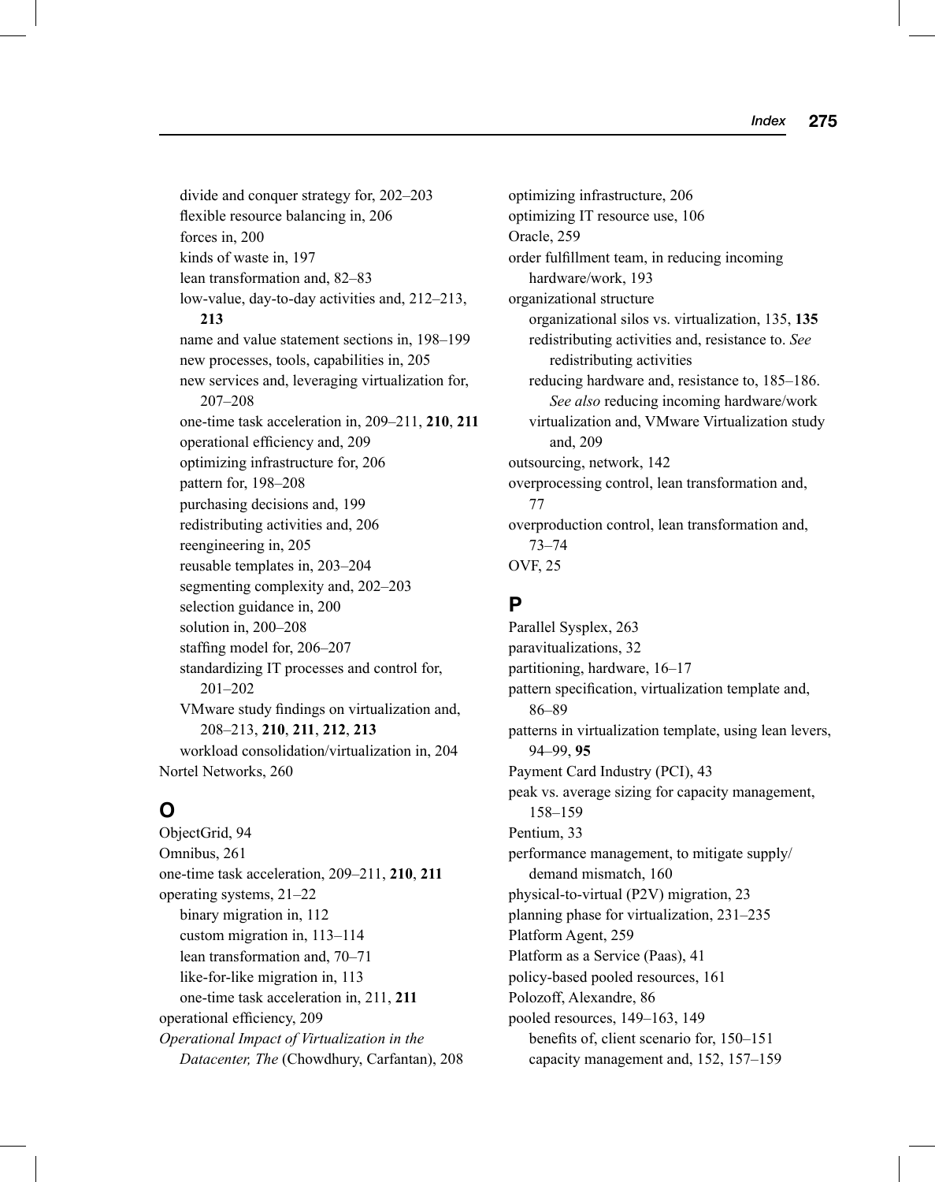divide and conquer strategy for, 202–203
flexible resource balancing in, 206
forces in, 200
kinds of waste in, 197
lean transformation and, 82–83
low-value, day-to-day activities and, 212–213, **213**
name and value statement sections in, 198–199
new processes, tools, capabilities in, 205
new services and, leveraging virtualization for, 207–208
one-time task acceleration in, 209–211, **210**, **211**
operational efficiency and, 209
optimizing infrastructure for, 206
pattern for, 198–208
purchasing decisions and, 199
redistributing activities and, 206
reengineering in, 205
reusable templates in, 203–204
segmenting complexity and, 202–203
selection guidance in, 200
solution in, 200–208
staffing model for, 206–207
standardizing IT processes and control for, 201–202
VMware study findings on virtualization and, 208–213, **210**, **211**, **212**, **213**
workload consolidation/virtualization in, 204

Nortel Networks, 260

## O

ObjectGrid, 94
Omnibus, 261
one-time task acceleration, 209–211, **210**, **211**
operating systems, 21–22
binary migration in, 112
custom migration in, 113–114
lean transformation and, 70–71
like-for-like migration in, 113
one-time task acceleration in, 211, **211**
operational efficiency, 209
*Operational Impact of Virtualization in the Datacenter, The* (Chowdhury, Carfantan), 208
optimizing infrastructure, 206
optimizing IT resource use, 106
Oracle, 259
order fulfillment team, in reducing incoming hardware/work, 193
organizational structure
organizational silos vs. virtualization, 135, **135**
redistributing activities and, resistance to. *See* redistributing activities
reducing hardware and, resistance to, 185–186. *See also* reducing incoming hardware/work
virtualization and, VMware Virtualization study and, 209
outsourcing, network, 142
overprocessing control, lean transformation and, 77
overproduction control, lean transformation and, 73–74
OVF, 25

## P

Parallel Sysplex, 263
paravitualizations, 32
partitioning, hardware, 16–17
pattern specification, virtualization template and, 86–89
patterns in virtualization template, using lean levers, 94–99, **95**
Payment Card Industry (PCI), 43
peak vs. average sizing for capacity management, 158–159
Pentium, 33
performance management, to mitigate supply/demand mismatch, 160
physical-to-virtual (P2V) migration, 23
planning phase for virtualization, 231–235
Platform Agent, 259
Platform as a Service (Paas), 41
policy-based pooled resources, 161
Polozoff, Alexandre, 86
pooled resources, 149–163, 149
benefits of, client scenario for, 150–151
capacity management and, 152, 157–159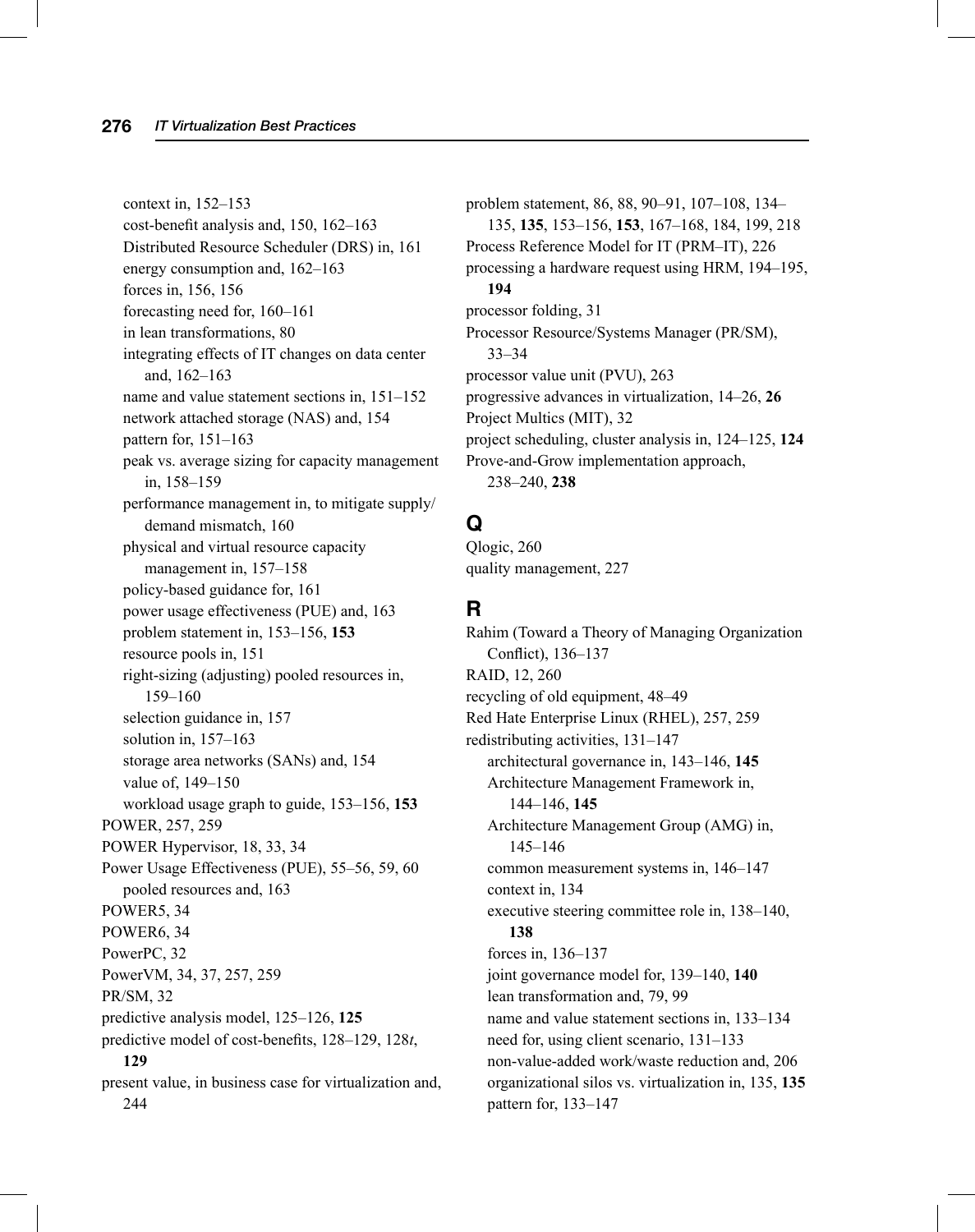context in, 152–153
cost-benefit analysis and, 150, 162–163
Distributed Resource Scheduler (DRS) in, 161
energy consumption and, 162–163
forces in, 156, 156
forecasting need for, 160–161
in lean transformations, 80
integrating effects of IT changes on data center and, 162–163
name and value statement sections in, 151–152
network attached storage (NAS) and, 154
pattern for, 151–163
peak vs. average sizing for capacity management in, 158–159
performance management in, to mitigate supply/demand mismatch, 160
physical and virtual resource capacity management in, 157–158
policy-based guidance for, 161
power usage effectiveness (PUE) and, 163
problem statement in, 153–156, **153**
resource pools in, 151
right-sizing (adjusting) pooled resources in, 159–160
selection guidance in, 157
solution in, 157–163
storage area networks (SANs) and, 154
value of, 149–150
workload usage graph to guide, 153–156, **153**

POWER, 257, 259
POWER Hypervisor, 18, 33, 34
Power Usage Effectiveness (PUE), 55–56, 59, 60
pooled resources and, 163
POWER5, 34
POWER6, 34
PowerPC, 32
PowerVM, 34, 37, 257, 259
PR/SM, 32
predictive analysis model, 125–126, **125**
predictive model of cost-benefits, 128–129, 128*t*, **129**
present value, in business case for virtualization and, 244
problem statement, 86, 88, 90–91, 107–108, 134–135, **135**, 153–156, **153**, 167–168, 184, 199, 218
Process Reference Model for IT (PRM–IT), 226
processing a hardware request using HRM, 194–195, **194**
processor folding, 31
Processor Resource/Systems Manager (PR/SM), 33–34
processor value unit (PVU), 263
progressive advances in virtualization, 14–26, **26**
Project Multics (MIT), 32
project scheduling, cluster analysis in, 124–125, **124**
Prove-and-Grow implementation approach, 238–240, **238**

## Q

Qlogic, 260
quality management, 227

## R

Rahim (Toward a Theory of Managing Organization Conflict), 136–137
RAID, 12, 260
recycling of old equipment, 48–49
Red Hate Enterprise Linux (RHEL), 257, 259
redistributing activities, 131–147
architectural governance in, 143–146, **145**
Architecture Management Framework in, 144–146, **145**
Architecture Management Group (AMG) in, 145–146
common measurement systems in, 146–147
context in, 134
executive steering committee role in, 138–140, **138**
forces in, 136–137
joint governance model for, 139–140, **140**
lean transformation and, 79, 99
name and value statement sections in, 133–134
need for, using client scenario, 131–133
non-value-added work/waste reduction and, 206
organizational silos vs. virtualization in, 135, **135**
pattern for, 133–147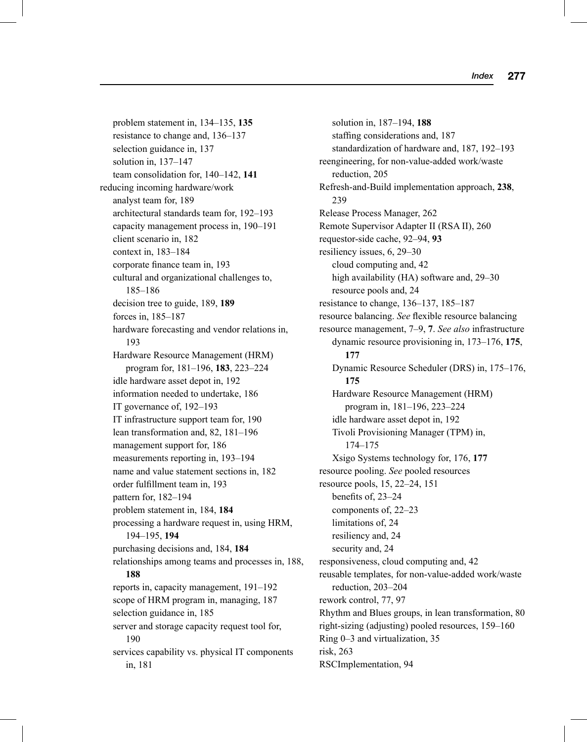problem statement in, 134–135, **135**
resistance to change and, 136–137
selection guidance in, 137
solution in, 137–147
team consolidation for, 140–142, **141**

reducing incoming hardware/work
analyst team for, 189
architectural standards team for, 192–193
capacity management process in, 190–191
client scenario in, 182
context in, 183–184
corporate finance team in, 193
cultural and organizational challenges to, 185–186
decision tree to guide, 189, **189**
forces in, 185–187
hardware forecasting and vendor relations in, 193
Hardware Resource Management (HRM) program for, 181–196, **183**, 223–224
idle hardware asset depot in, 192
information needed to undertake, 186
IT governance of, 192–193
IT infrastructure support team for, 190
lean transformation and, 82, 181–196
management support for, 186
measurements reporting in, 193–194
name and value statement sections in, 182
order fulfillment team in, 193
pattern for, 182–194
problem statement in, 184, **184**
processing a hardware request in, using HRM, 194–195, **194**
purchasing decisions and, 184, **184**
relationships among teams and processes in, 188, **188**
reports in, capacity management, 191–192
scope of HRM program in, managing, 187
selection guidance in, 185
server and storage capacity request tool for, 190
services capability vs. physical IT components in, 181
solution in, 187–194, **188**
staffing considerations and, 187
standardization of hardware and, 187, 192–193

reengineering, for non-value-added work/waste reduction, 205

Refresh-and-Build implementation approach, **238**, 239

Release Process Manager, 262

Remote Supervisor Adapter II (RSA II), 260

requestor-side cache, 92–94, **93**

resiliency issues, 6, 29–30
cloud computing and, 42
high availability (HA) software and, 29–30
resource pools and, 24

resistance to change, 136–137, 185–187

resource balancing. *See* flexible resource balancing

resource management, 7–9, **7**. *See also* infrastructure
dynamic resource provisioning in, 173–176, **175**, **177**
Dynamic Resource Scheduler (DRS) in, 175–176, **175**
Hardware Resource Management (HRM) program in, 181–196, 223–224
idle hardware asset depot in, 192
Tivoli Provisioning Manager (TPM) in, 174–175
Xsigo Systems technology for, 176, **177**

resource pooling. *See* pooled resources

resource pools, 15, 22–24, 151
benefits of, 23–24
components of, 22–23
limitations of, 24
resiliency and, 24
security and, 24

responsiveness, cloud computing and, 42

reusable templates, for non-value-added work/waste reduction, 203–204

rework control, 77, 97

Rhythm and Blues groups, in lean transformation, 80

right-sizing (adjusting) pooled resources, 159–160

Ring 0–3 and virtualization, 35

risk, 263

RSCImplementation, 94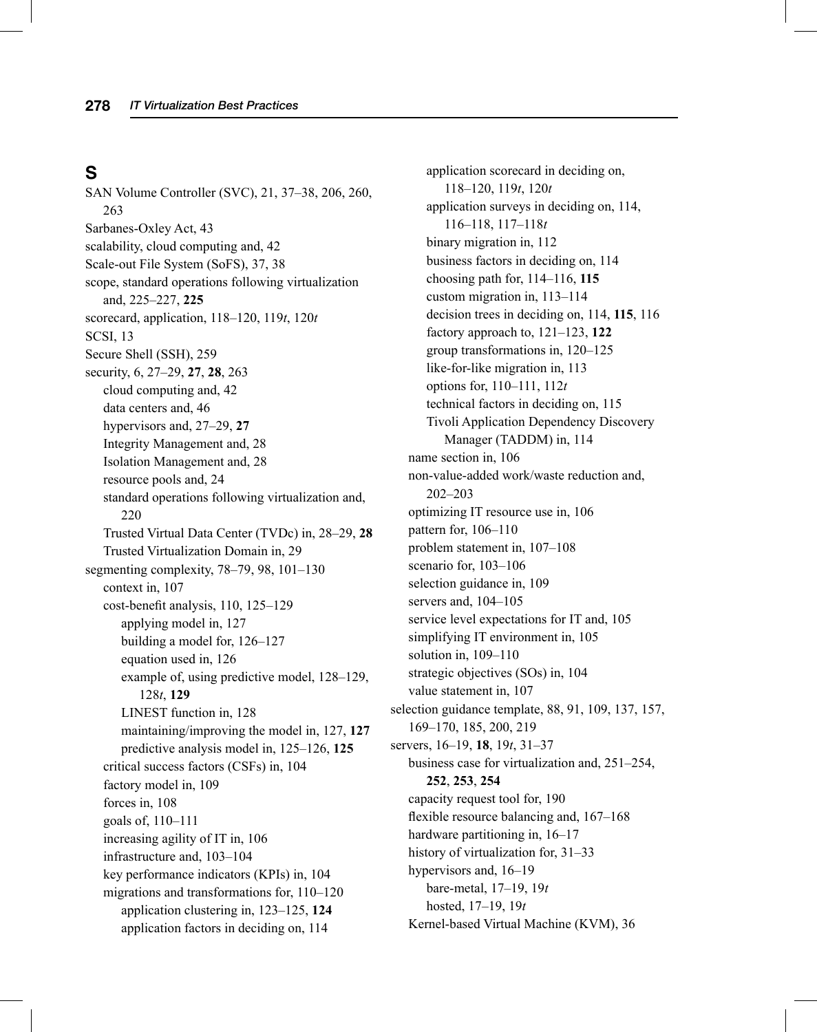# S

SAN Volume Controller (SVC), 21, 37–38, 206, 260, 263
Sarbanes-Oxley Act, 43
scalability, cloud computing and, 42
Scale-out File System (SoFS), 37, 38
scope, standard operations following virtualization and, 225–227, **225**
scorecard, application, 118–120, 119*t*, 120*t*
SCSI, 13
Secure Shell (SSH), 259
security, 6, 27–29, **27**, **28**, 263
- cloud computing and, 42
- data centers and, 46
- hypervisors and, 27–29, **27**
- Integrity Management and, 28
- Isolation Management and, 28
- resource pools and, 24
- standard operations following virtualization and, 220
- Trusted Virtual Data Center (TVDc) in, 28–29, **28**
- Trusted Virtualization Domain in, 29

segmenting complexity, 78–79, 98, 101–130
- context in, 107
- cost-benefit analysis, 110, 125–129
  - applying model in, 127
  - building a model for, 126–127
  - equation used in, 126
  - example of, using predictive model, 128–129, 128*t*, **129**
  - LINEST function in, 128
  - maintaining/improving the model in, 127, **127**
  - predictive analysis model in, 125–126, **125**
- critical success factors (CSFs) in, 104
- factory model in, 109
- forces in, 108
- goals of, 110–111
- increasing agility of IT in, 106
- infrastructure and, 103–104
- key performance indicators (KPIs) in, 104
- migrations and transformations for, 110–120
  - application clustering in, 123–125, **124**
  - application factors in deciding on, 114
  - application scorecard in deciding on, 118–120, 119*t*, 120*t*
  - application surveys in deciding on, 114, 116–118, 117–118*t*
  - binary migration in, 112
  - business factors in deciding on, 114
  - choosing path for, 114–116, **115**
  - custom migration in, 113–114
  - decision trees in deciding on, 114, **115**, 116
  - factory approach to, 121–123, **122**
  - group transformations in, 120–125
  - like-for-like migration in, 113
  - options for, 110–111, 112*t*
  - technical factors in deciding on, 115
  - Tivoli Application Dependency Discovery Manager (TADDM) in, 114
- name section in, 106
- non-value-added work/waste reduction and, 202–203
- optimizing IT resource use in, 106
- pattern for, 106–110
- problem statement in, 107–108
- scenario for, 103–106
- selection guidance in, 109
- servers and, 104–105
- service level expectations for IT and, 105
- simplifying IT environment in, 105
- solution in, 109–110
- strategic objectives (SOs) in, 104
- value statement in, 107

selection guidance template, 88, 91, 109, 137, 157, 169–170, 185, 200, 219
servers, 16–19, **18**, 19*t*, 31–37
- business case for virtualization and, 251–254, **252**, **253**, **254**
- capacity request tool for, 190
- flexible resource balancing and, 167–168
- hardware partitioning in, 16–17
- history of virtualization for, 31–33
- hypervisors and, 16–19
  - bare-metal, 17–19, 19*t*
  - hosted, 17–19, 19*t*
- Kernel-based Virtual Machine (KVM), 36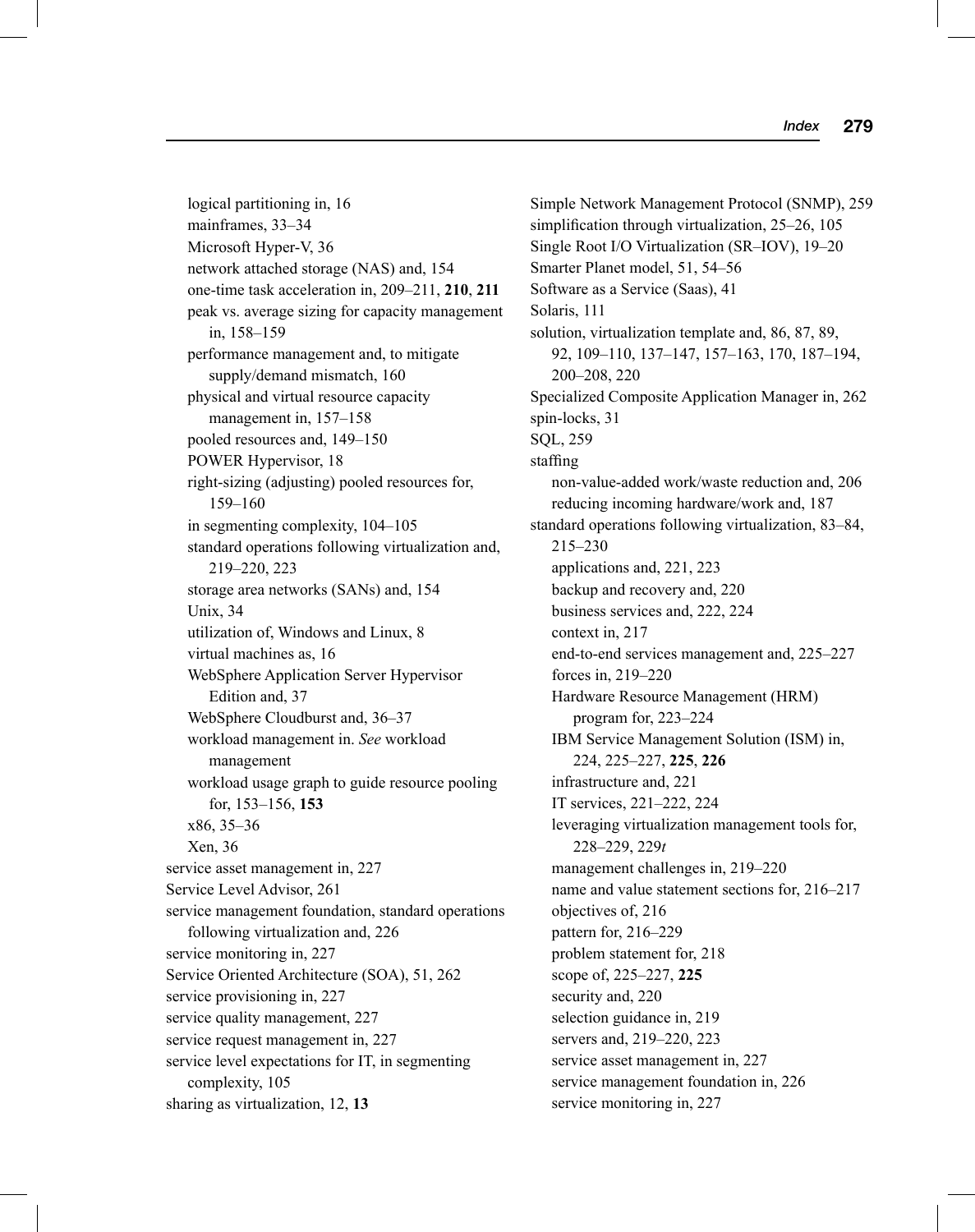logical partitioning in, 16
mainframes, 33–34
Microsoft Hyper-V, 36
network attached storage (NAS) and, 154
one-time task acceleration in, 209–211, **210**, **211**
peak vs. average sizing for capacity management in, 158–159
performance management and, to mitigate supply/demand mismatch, 160
physical and virtual resource capacity management in, 157–158
pooled resources and, 149–150
POWER Hypervisor, 18
right-sizing (adjusting) pooled resources for, 159–160
in segmenting complexity, 104–105
standard operations following virtualization and, 219–220, 223
storage area networks (SANs) and, 154
Unix, 34
utilization of, Windows and Linux, 8
virtual machines as, 16
WebSphere Application Server Hypervisor Edition and, 37
WebSphere Cloudburst and, 36–37
workload management in. *See* workload management
workload usage graph to guide resource pooling for, 153–156, **153**
x86, 35–36
Xen, 36

service asset management in, 227
Service Level Advisor, 261
service management foundation, standard operations following virtualization and, 226
service monitoring in, 227
Service Oriented Architecture (SOA), 51, 262
service provisioning in, 227
service quality management, 227
service request management in, 227
service level expectations for IT, in segmenting complexity, 105
sharing as virtualization, 12, **13**
Simple Network Management Protocol (SNMP), 259
simplification through virtualization, 25–26, 105
Single Root I/O Virtualization (SR–IOV), 19–20
Smarter Planet model, 51, 54–56
Software as a Service (Saas), 41
Solaris, 111
solution, virtualization template and, 86, 87, 89, 92, 109–110, 137–147, 157–163, 170, 187–194, 200–208, 220
Specialized Composite Application Manager in, 262
spin-locks, 31
SQL, 259
staffing
non-value-added work/waste reduction and, 206
reducing incoming hardware/work and, 187
standard operations following virtualization, 83–84, 215–230
applications and, 221, 223
backup and recovery and, 220
business services and, 222, 224
context in, 217
end-to-end services management and, 225–227
forces in, 219–220
Hardware Resource Management (HRM) program for, 223–224
IBM Service Management Solution (ISM) in, 224, 225–227, **225**, **226**
infrastructure and, 221
IT services, 221–222, 224
leveraging virtualization management tools for, 228–229, 229*t*
management challenges in, 219–220
name and value statement sections for, 216–217
objectives of, 216
pattern for, 216–229
problem statement for, 218
scope of, 225–227, **225**
security and, 220
selection guidance in, 219
servers and, 219–220, 223
service asset management in, 227
service management foundation in, 226
service monitoring in, 227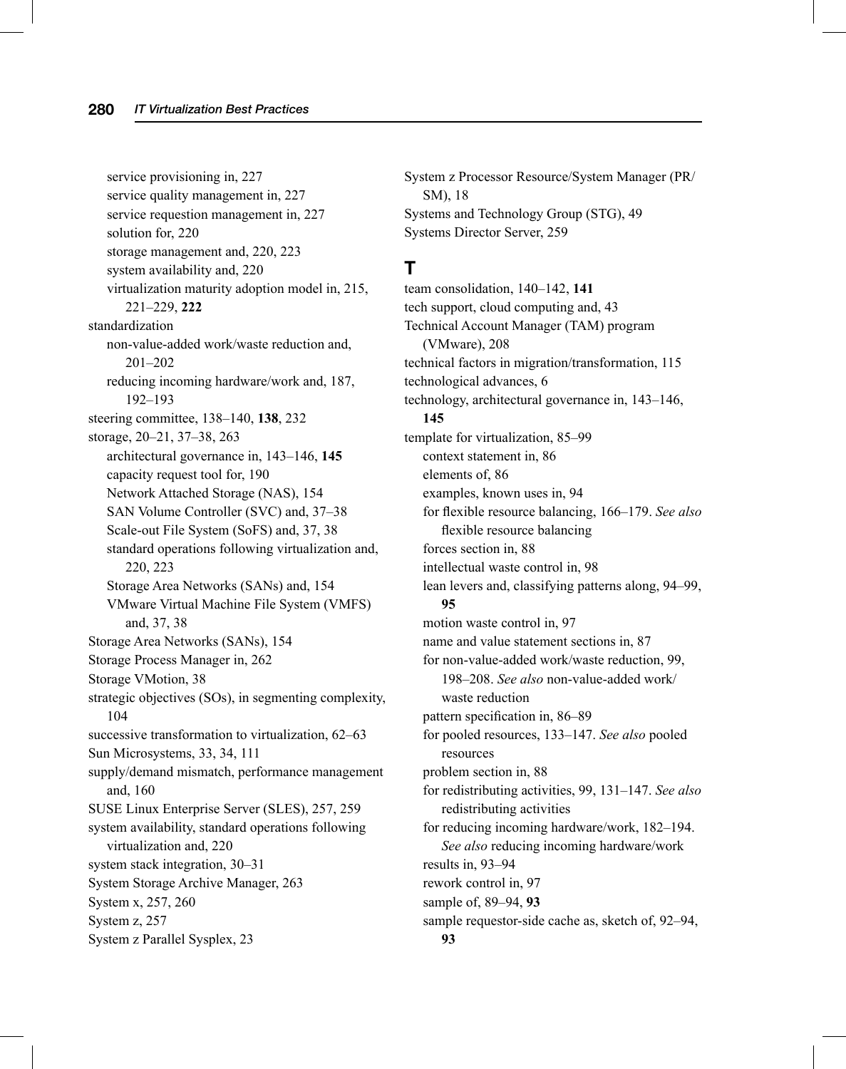service provisioning in, 227
service quality management in, 227
service requestion management in, 227
solution for, 220
storage management and, 220, 223
system availability and, 220
virtualization maturity adoption model in, 215, 221–229, **222**

standardization
non-value-added work/waste reduction and, 201–202
reducing incoming hardware/work and, 187, 192–193

steering committee, 138–140, **138**, 232

storage, 20–21, 37–38, 263
architectural governance in, 143–146, **145**
capacity request tool for, 190
Network Attached Storage (NAS), 154
SAN Volume Controller (SVC) and, 37–38
Scale-out File System (SoFS) and, 37, 38
standard operations following virtualization and, 220, 223
Storage Area Networks (SANs) and, 154
VMware Virtual Machine File System (VMFS) and, 37, 38

Storage Area Networks (SANs), 154
Storage Process Manager in, 262
Storage VMotion, 38
strategic objectives (SOs), in segmenting complexity, 104
successive transformation to virtualization, 62–63
Sun Microsystems, 33, 34, 111
supply/demand mismatch, performance management and, 160
SUSE Linux Enterprise Server (SLES), 257, 259
system availability, standard operations following virtualization and, 220
system stack integration, 30–31
System Storage Archive Manager, 263
System x, 257, 260
System z, 257
System z Parallel Sysplex, 23
System z Processor Resource/System Manager (PR/SM), 18
Systems and Technology Group (STG), 49
Systems Director Server, 259

## T

team consolidation, 140–142, **141**
tech support, cloud computing and, 43
Technical Account Manager (TAM) program (VMware), 208
technical factors in migration/transformation, 115
technological advances, 6
technology, architectural governance in, 143–146, **145**

template for virtualization, 85–99
context statement in, 86
elements of, 86
examples, known uses in, 94
for flexible resource balancing, 166–179. *See also* flexible resource balancing
forces section in, 88
intellectual waste control in, 98
lean levers and, classifying patterns along, 94–99, **95**
motion waste control in, 97
name and value statement sections in, 87
for non-value-added work/waste reduction, 99, 198–208. *See also* non-value-added work/waste reduction
pattern specification in, 86–89
for pooled resources, 133–147. *See also* pooled resources
problem section in, 88
for redistributing activities, 99, 131–147. *See also* redistributing activities
for reducing incoming hardware/work, 182–194. *See also* reducing incoming hardware/work
results in, 93–94
rework control in, 97
sample of, 89–94, **93**
sample requestor-side cache as, sketch of, 92–94, **93**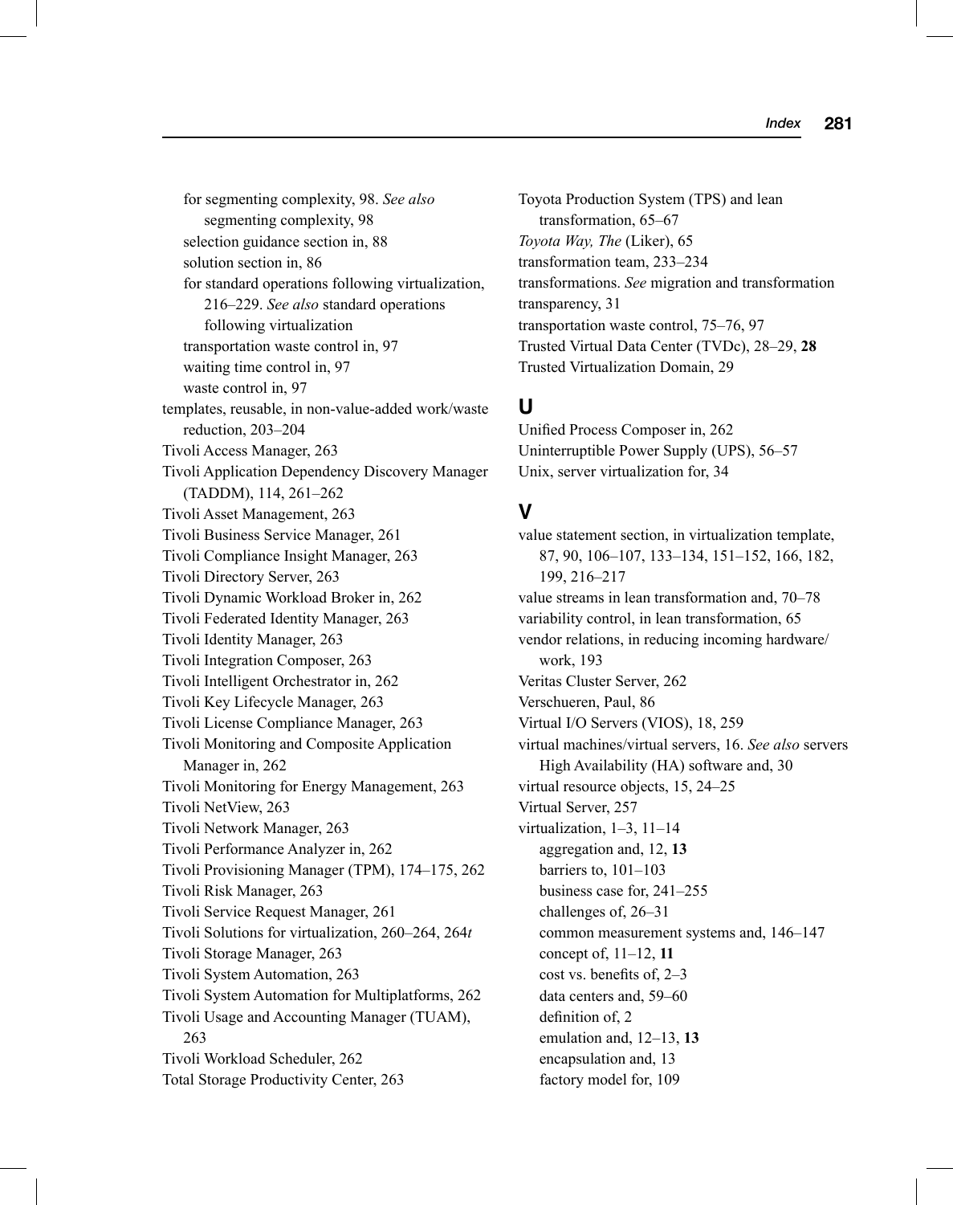for segmenting complexity, 98. *See also* segmenting complexity, 98
selection guidance section in, 88
solution section in, 86
for standard operations following virtualization, 216–229. *See also* standard operations following virtualization
transportation waste control in, 97
waiting time control in, 97
waste control in, 97

templates, reusable, in non-value-added work/waste reduction, 203–204
Tivoli Access Manager, 263
Tivoli Application Dependency Discovery Manager (TADDM), 114, 261–262
Tivoli Asset Management, 263
Tivoli Business Service Manager, 261
Tivoli Compliance Insight Manager, 263
Tivoli Directory Server, 263
Tivoli Dynamic Workload Broker in, 262
Tivoli Federated Identity Manager, 263
Tivoli Identity Manager, 263
Tivoli Integration Composer, 263
Tivoli Intelligent Orchestrator in, 262
Tivoli Key Lifecycle Manager, 263
Tivoli License Compliance Manager, 263
Tivoli Monitoring and Composite Application Manager in, 262
Tivoli Monitoring for Energy Management, 263
Tivoli NetView, 263
Tivoli Network Manager, 263
Tivoli Performance Analyzer in, 262
Tivoli Provisioning Manager (TPM), 174–175, 262
Tivoli Risk Manager, 263
Tivoli Service Request Manager, 261
Tivoli Solutions for virtualization, 260–264, 264*t*
Tivoli Storage Manager, 263
Tivoli System Automation, 263
Tivoli System Automation for Multiplatforms, 262
Tivoli Usage and Accounting Manager (TUAM), 263
Tivoli Workload Scheduler, 262
Total Storage Productivity Center, 263
Toyota Production System (TPS) and lean transformation, 65–67
*Toyota Way, The* (Liker), 65
transformation team, 233–234
transformations. *See* migration and transformation
transparency, 31
transportation waste control, 75–76, 97
Trusted Virtual Data Center (TVDc), 28–29, **28**
Trusted Virtualization Domain, 29

## U

Unified Process Composer in, 262
Uninterruptible Power Supply (UPS), 56–57
Unix, server virtualization for, 34

## V

value statement section, in virtualization template, 87, 90, 106–107, 133–134, 151–152, 166, 182, 199, 216–217
value streams in lean transformation and, 70–78
variability control, in lean transformation, 65
vendor relations, in reducing incoming hardware/work, 193
Veritas Cluster Server, 262
Verschueren, Paul, 86
Virtual I/O Servers (VIOS), 18, 259
virtual machines/virtual servers, 16. *See also* servers
High Availability (HA) software and, 30
virtual resource objects, 15, 24–25
Virtual Server, 257
virtualization, 1–3, 11–14
aggregation and, 12, **13**
barriers to, 101–103
business case for, 241–255
challenges of, 26–31
common measurement systems and, 146–147
concept of, 11–12, **11**
cost vs. benefits of, 2–3
data centers and, 59–60
definition of, 2
emulation and, 12–13, **13**
encapsulation and, 13
factory model for, 109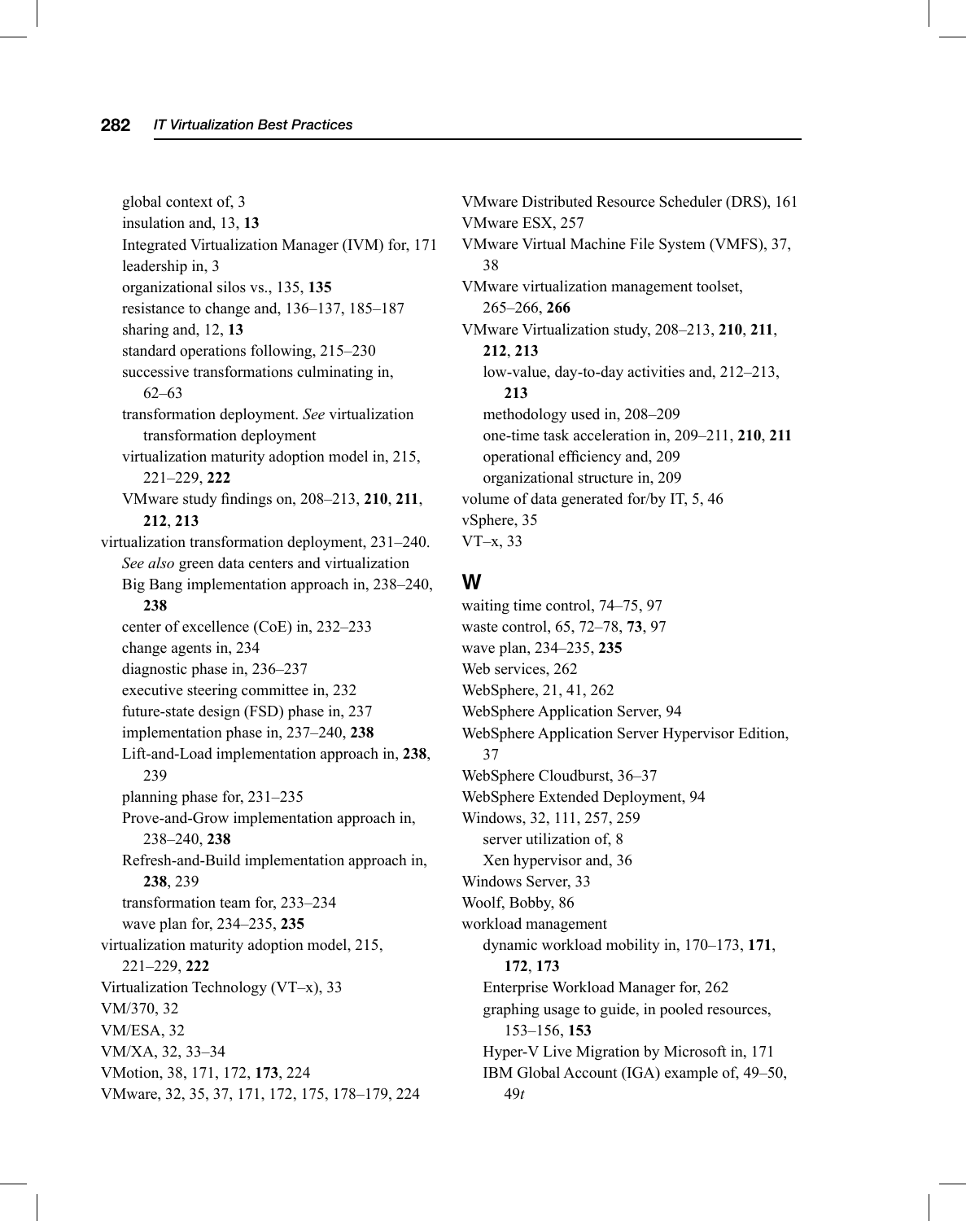global context of, 3
insulation and, 13, **13**
Integrated Virtualization Manager (IVM) for, 171
leadership in, 3
organizational silos vs., 135, **135**
resistance to change and, 136–137, 185–187
sharing and, 12, **13**
standard operations following, 215–230
successive transformations culminating in, 62–63
transformation deployment. *See* virtualization transformation deployment
virtualization maturity adoption model in, 215, 221–229, **222**
VMware study findings on, 208–213, **210**, **211**, **212**, **213**

virtualization transformation deployment, 231–240. *See also* green data centers and virtualization
Big Bang implementation approach in, 238–240, **238**
center of excellence (CoE) in, 232–233
change agents in, 234
diagnostic phase in, 236–237
executive steering committee in, 232
future-state design (FSD) phase in, 237
implementation phase in, 237–240, **238**
Lift-and-Load implementation approach in, **238**, 239
planning phase for, 231–235
Prove-and-Grow implementation approach in, 238–240, **238**
Refresh-and-Build implementation approach in, **238**, 239
transformation team for, 233–234
wave plan for, 234–235, **235**

virtualization maturity adoption model, 215, 221–229, **222**
Virtualization Technology (VT–x), 33
VM/370, 32
VM/ESA, 32
VM/XA, 32, 33–34
VMotion, 38, 171, 172, **173**, 224
VMware, 32, 35, 37, 171, 172, 175, 178–179, 224
VMware Distributed Resource Scheduler (DRS), 161
VMware ESX, 257
VMware Virtual Machine File System (VMFS), 37, 38
VMware virtualization management toolset, 265–266, **266**
VMware Virtualization study, 208–213, **210**, **211**, **212**, **213**
low-value, day-to-day activities and, 212–213, **213**
methodology used in, 208–209
one-time task acceleration in, 209–211, **210**, **211**
operational efficiency and, 209
organizational structure in, 209

volume of data generated for/by IT, 5, 46
vSphere, 35
VT–x, 33

## W

waiting time control, 74–75, 97
waste control, 65, 72–78, **73**, 97
wave plan, 234–235, **235**
Web services, 262
WebSphere, 21, 41, 262
WebSphere Application Server, 94
WebSphere Application Server Hypervisor Edition, 37
WebSphere Cloudburst, 36–37
WebSphere Extended Deployment, 94
Windows, 32, 111, 257, 259
server utilization of, 8
Xen hypervisor and, 36

Windows Server, 33
Woolf, Bobby, 86
workload management
dynamic workload mobility in, 170–173, **171**, **172**, **173**
Enterprise Workload Manager for, 262
graphing usage to guide, in pooled resources, 153–156, **153**
Hyper-V Live Migration by Microsoft in, 171
IBM Global Account (IGA) example of, 49–50, 49*t*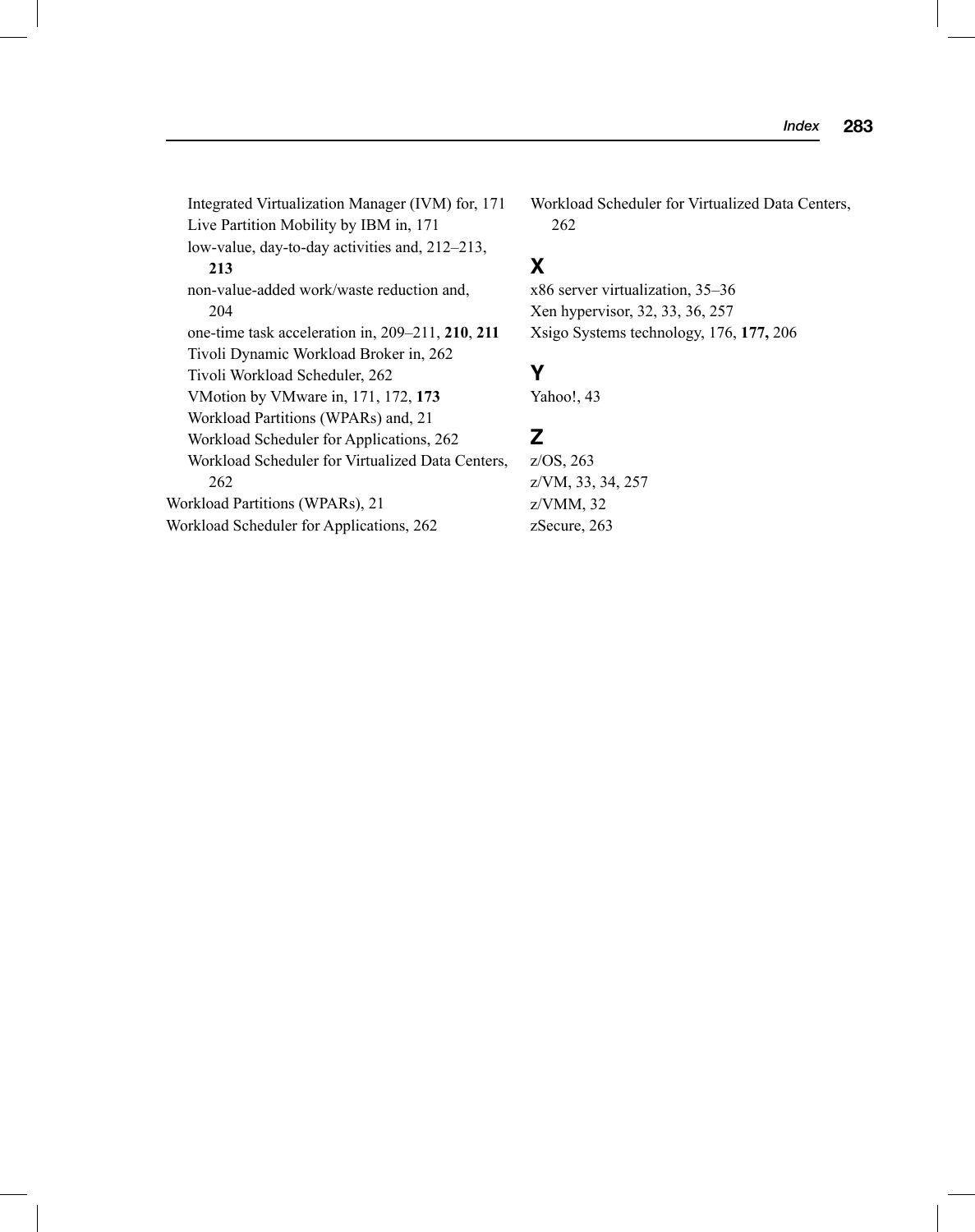Integrated Virtualization Manager (IVM) for, 171
    Live Partition Mobility by IBM in, 171
    low-value, day-to-day activities and, 212–213, **213**
    non-value-added work/waste reduction and, 204
    one-time task acceleration in, 209–211, **210**, **211**
    Tivoli Dynamic Workload Broker in, 262
    Tivoli Workload Scheduler, 262
    VMotion by VMware in, 171, 172, **173**
    Workload Partitions (WPARs) and, 21
    Workload Scheduler for Applications, 262
    Workload Scheduler for Virtualized Data Centers, 262

Workload Partitions (WPARs), 21
Workload Scheduler for Applications, 262
Workload Scheduler for Virtualized Data Centers, 262

## X

x86 server virtualization, 35–36
Xen hypervisor, 32, 33, 36, 257
Xsigo Systems technology, 176, **177,** 206

## Y

Yahoo!, 43

## Z

z/OS, 263
z/VM, 33, 34, 257
z/VMM, 32
zSecure, 263